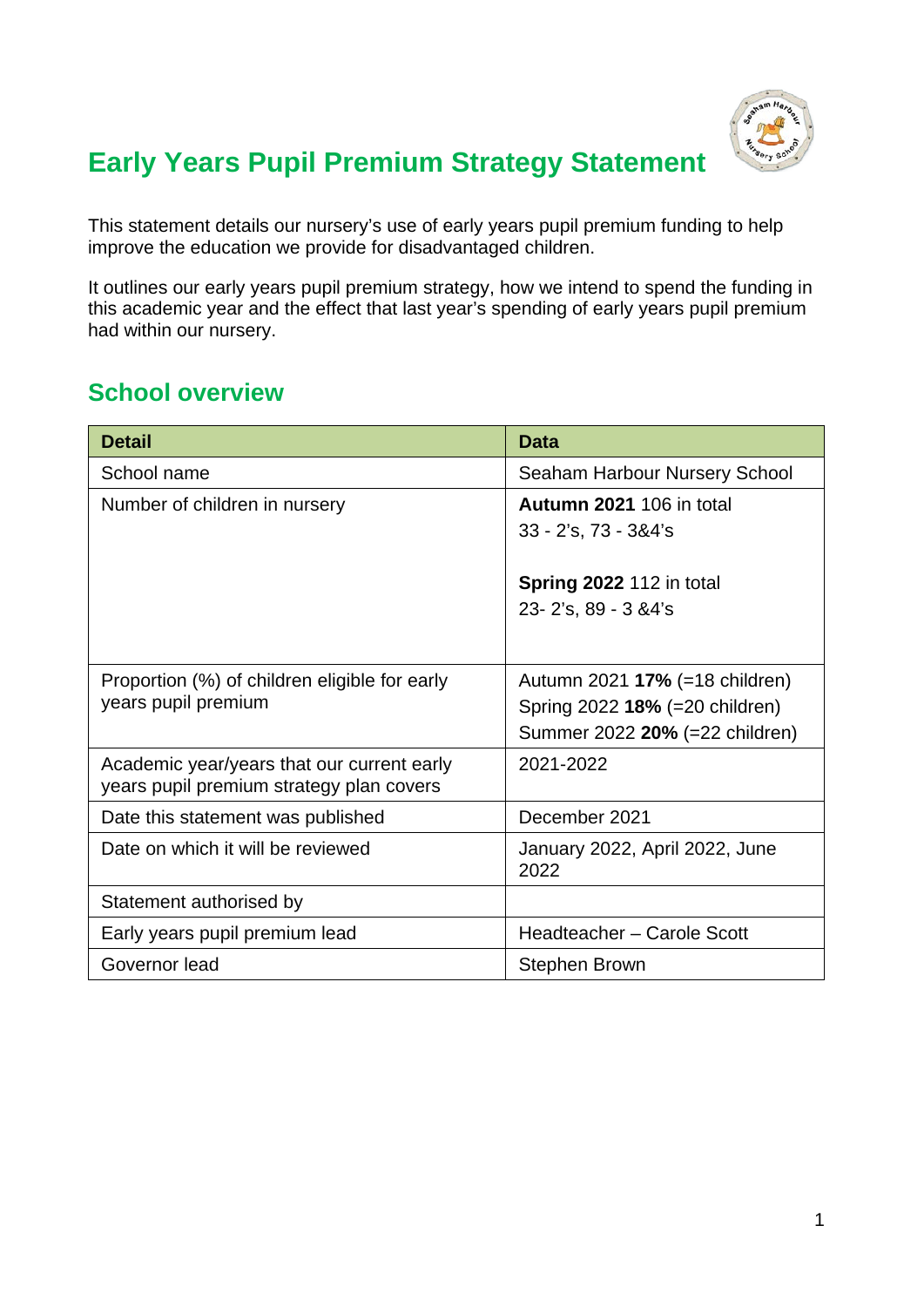# Early Years Pupil Premium Strategy Statement

This statement details our nursery's use of early years pupil premium funding to help improve the education we provide for disadvantaged children.

It outlines our early years pupil premium strategy, how we intend to spend the funding in this academic year and the effect that last year's spending of early years pupil premium had within our nursery.

## School overview

| Detail | Data |
|---|---|
| School name | Seaham Harbour Nursery School |
| Number of children in nursery | **Autumn 2021** 106 in total<br>33 - 2's, 73 - 3&4's<br><br>**Spring 2022** 112 in total<br>23- 2's, 89 - 3 &4's |
| Proportion (%) of children eligible for early years pupil premium | Autumn 2021 **17%** (=18 children)<br>Spring 2022 **18%** (=20 children)<br>Summer 2022 **20%** (=22 children) |
| Academic year/years that our current early years pupil premium strategy plan covers | 2021-2022 |
| Date this statement was published | December 2021 |
| Date on which it will be reviewed | January 2022, April 2022, June 2022 |
| Statement authorised by | |
| Early years pupil premium lead | Headteacher – Carole Scott |
| Governor lead | Stephen Brown |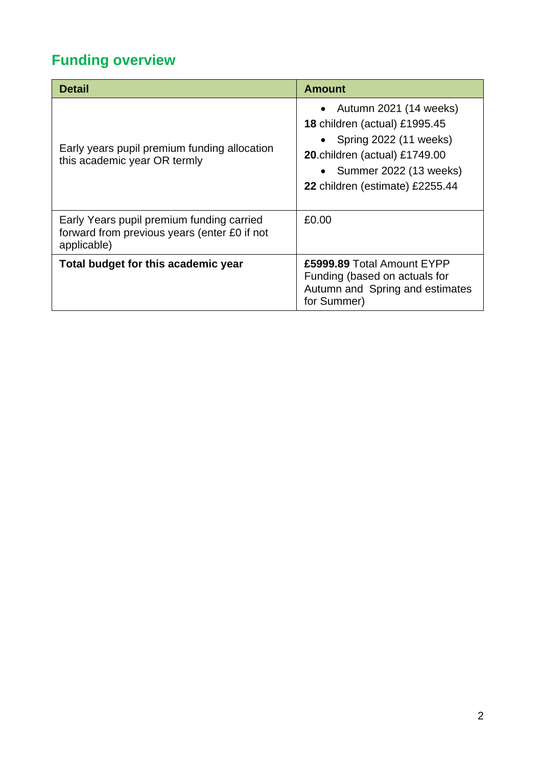## Funding overview

| Detail | Amount |
|---|---|
| Early years pupil premium funding allocation this academic year OR termly | • Autumn 2021 (14 weeks)<br>**18** children (actual) £1995.45<br>• Spring 2022 (11 weeks)<br>**20**.children (actual) £1749.00<br>• Summer 2022 (13 weeks)<br>**22** children (estimate) £2255.44 |
| Early Years pupil premium funding carried forward from previous years (enter £0 if not applicable) | £0.00 |
| **Total budget for this academic year** | **£5999.89** Total Amount EYPP Funding (based on actuals for Autumn and Spring and estimates for Summer) |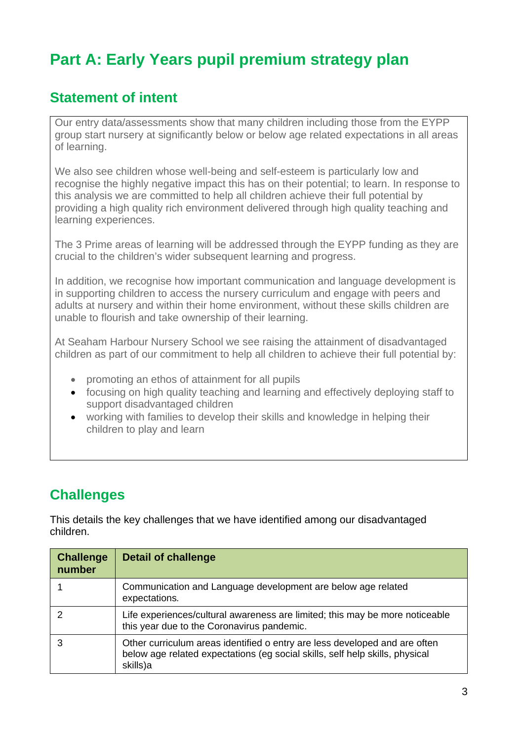# Part A: Early Years pupil premium strategy plan

## Statement of intent

Our entry data/assessments show that many children including those from the EYPP group start nursery at significantly below or below age related expectations in all areas of learning.

We also see children whose well-being and self-esteem is particularly low and recognise the highly negative impact this has on their potential; to learn. In response to this analysis we are committed to help all children achieve their full potential by providing a high quality rich environment delivered through high quality teaching and learning experiences.

The 3 Prime areas of learning will be addressed through the EYPP funding as they are crucial to the children's wider subsequent learning and progress.

In addition, we recognise how important communication and language development is in supporting children to access the nursery curriculum and engage with peers and adults at nursery and within their home environment, without these skills children are unable to flourish and take ownership of their learning.

At Seaham Harbour Nursery School we see raising the attainment of disadvantaged children as part of our commitment to help all children to achieve their full potential by:

- promoting an ethos of attainment for all pupils
- focusing on high quality teaching and learning and effectively deploying staff to support disadvantaged children
- working with families to develop their skills and knowledge in helping their children to play and learn

## Challenges

This details the key challenges that we have identified among our disadvantaged children.

| Challenge number | Detail of challenge |
|---|---|
| 1 | Communication and Language development are below age related expectations. |
| 2 | Life experiences/cultural awareness are limited; this may be more noticeable this year due to the Coronavirus pandemic. |
| 3 | Other curriculum areas identified o entry are less developed and are often below age related expectations (eg social skills, self help skills, physical skills)a |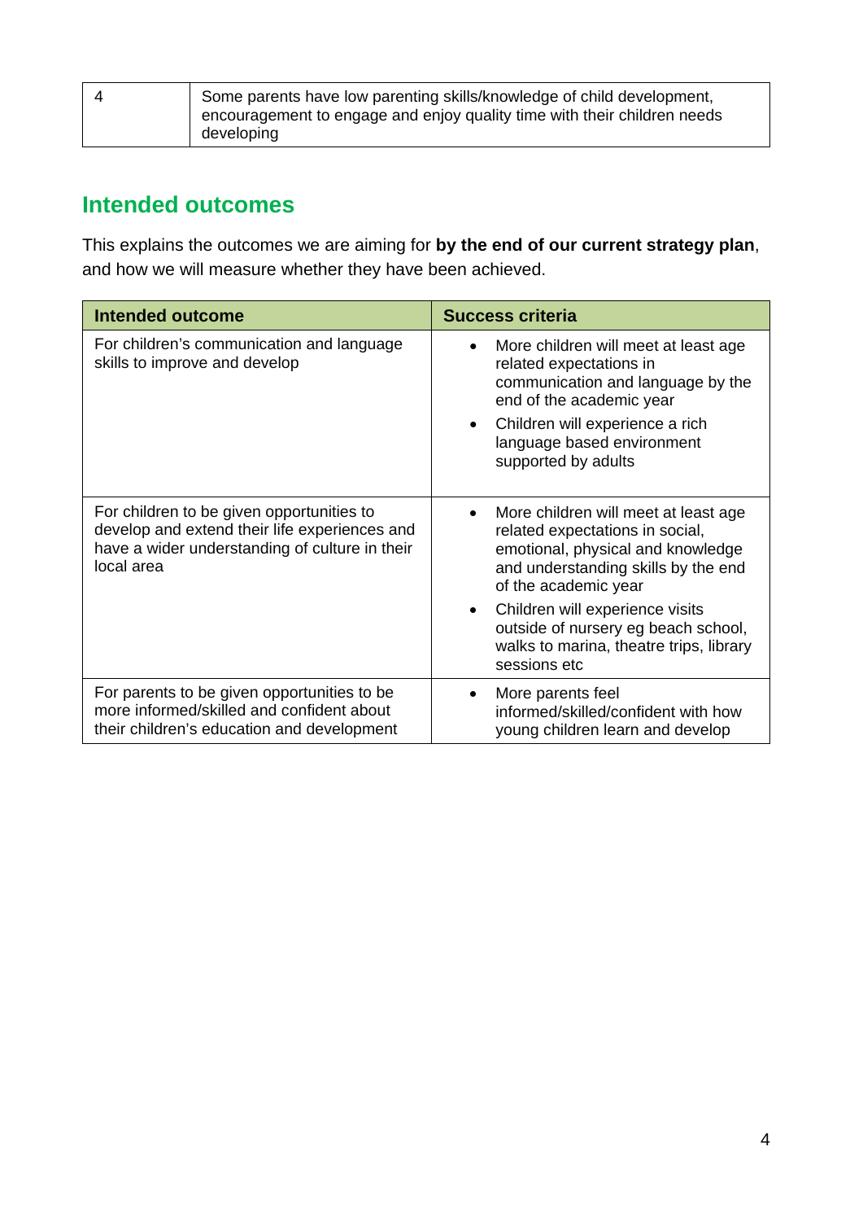| 4 | Some parents have low parenting skills/knowledge of child development, encouragement to engage and enjoy quality time with their children needs developing |
|---|---|

## Intended outcomes

This explains the outcomes we are aiming for **by the end of our current strategy plan**, and how we will measure whether they have been achieved.

| Intended outcome | Success criteria |
|---|---|
| For children's communication and language skills to improve and develop | • More children will meet at least age related expectations in communication and language by the end of the academic year<br>• Children will experience a rich language based environment supported by adults |
| For children to be given opportunities to develop and extend their life experiences and have a wider understanding of culture in their local area | • More children will meet at least age related expectations in social, emotional, physical and knowledge and understanding skills by the end of the academic year<br>• Children will experience visits outside of nursery eg beach school, walks to marina, theatre trips, library sessions etc |
| For parents to be given opportunities to be more informed/skilled and confident about their children's education and development | • More parents feel informed/skilled/confident with how young children learn and develop |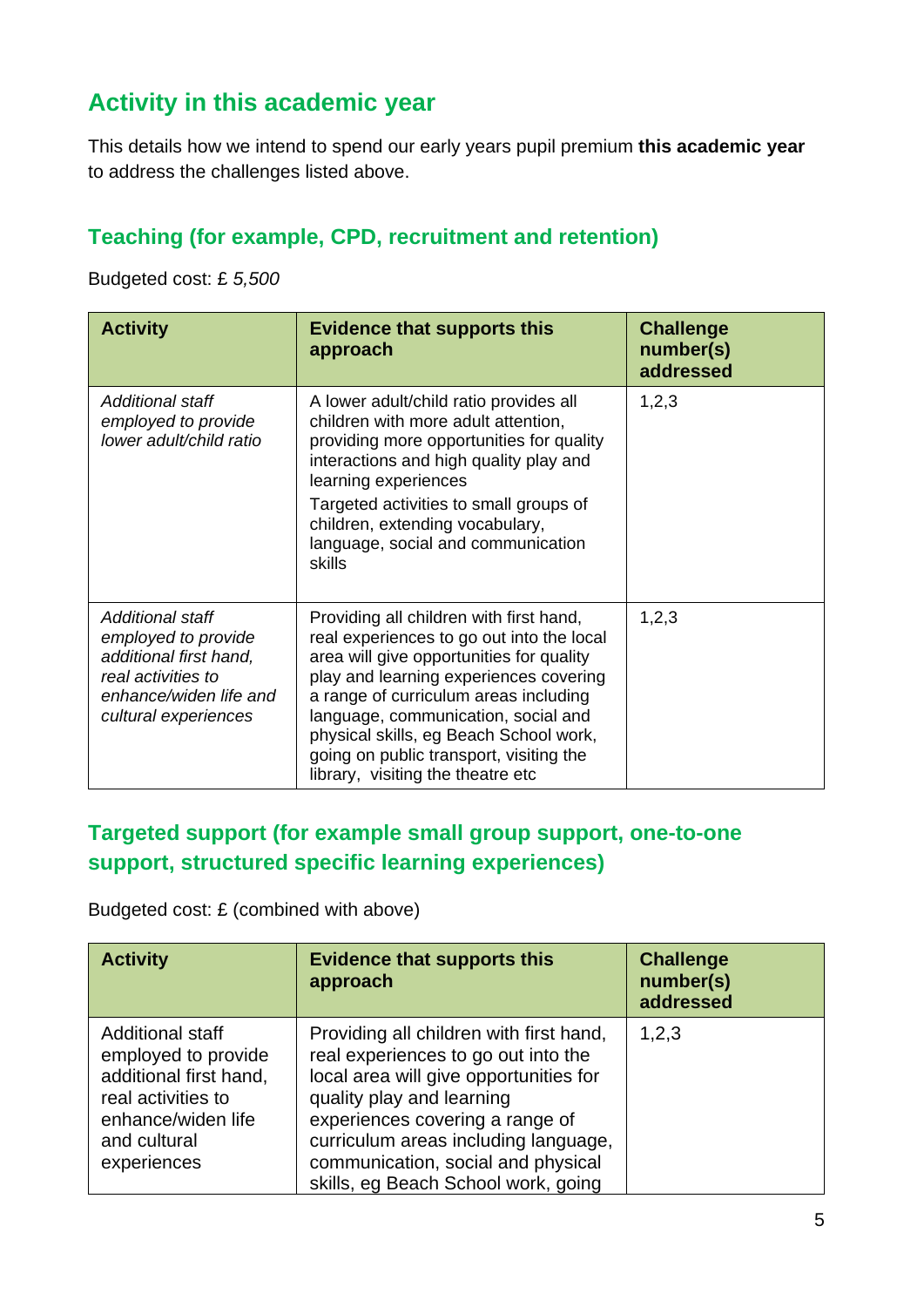## Activity in this academic year

This details how we intend to spend our early years pupil premium **this academic year** to address the challenges listed above.

### Teaching (for example, CPD, recruitment and retention)

Budgeted cost: £ *5,500*

| Activity | Evidence that supports this approach | Challenge number(s) addressed |
|---|---|---|
| *Additional staff employed to provide lower adult/child ratio* | A lower adult/child ratio provides all children with more adult attention, providing more opportunities for quality interactions and high quality play and learning experiences<br>Targeted activities to small groups of children, extending vocabulary, language, social and communication skills | 1,2,3 |
| *Additional staff employed to provide additional first hand, real activities to enhance/widen life and cultural experiences* | Providing all children with first hand, real experiences to go out into the local area will give opportunities for quality play and learning experiences covering a range of curriculum areas including language, communication, social and physical skills, eg Beach School work, going on public transport, visiting the library, visiting the theatre etc | 1,2,3 |

### Targeted support (for example small group support, one-to-one support, structured specific learning experiences)

Budgeted cost: £ (combined with above)

| Activity | Evidence that supports this approach | Challenge number(s) addressed |
|---|---|---|
| Additional staff employed to provide additional first hand, real activities to enhance/widen life and cultural experiences | Providing all children with first hand, real experiences to go out into the local area will give opportunities for quality play and learning experiences covering a range of curriculum areas including language, communication, social and physical skills, eg Beach School work, going | 1,2,3 |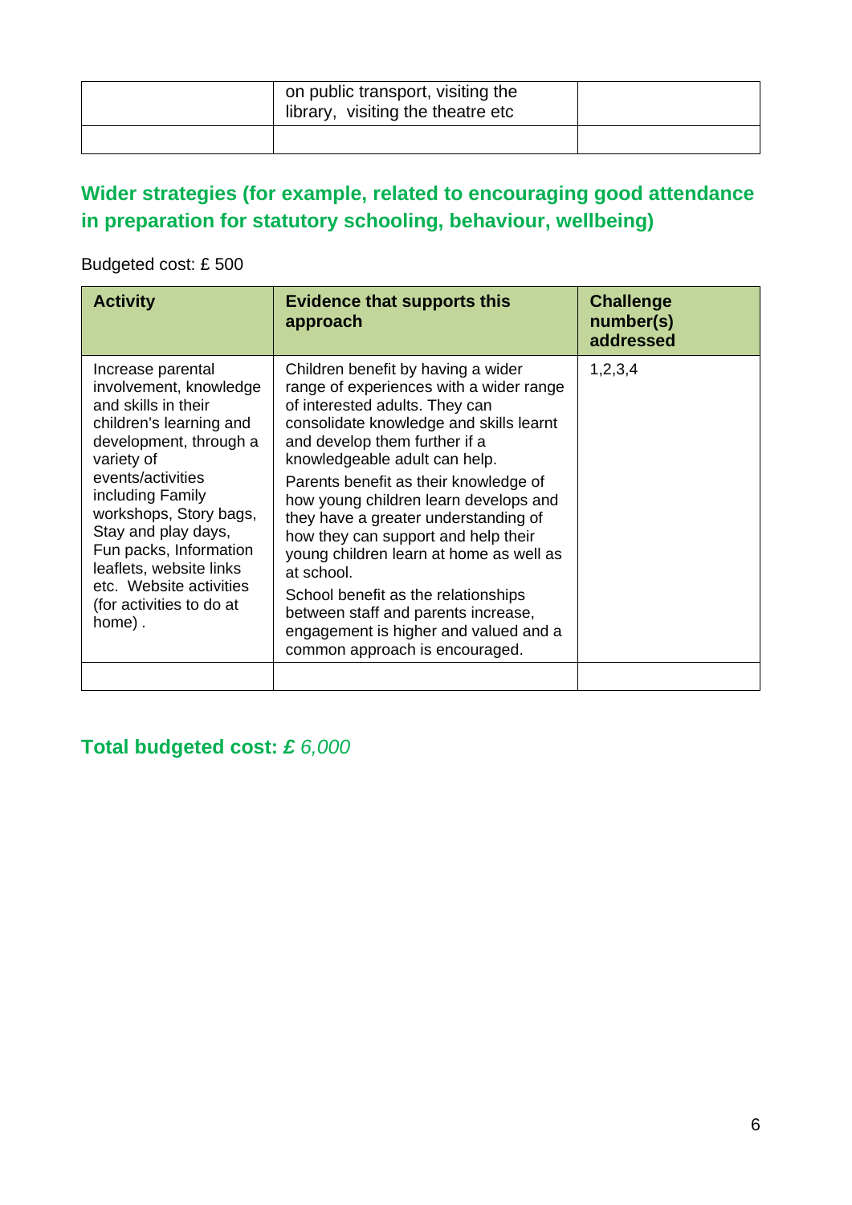|  | on public transport, visiting the library, visiting the theatre etc |  |
| --- | --- | --- |
|  |  |  |

## Wider strategies (for example, related to encouraging good attendance in preparation for statutory schooling, behaviour, wellbeing)

Budgeted cost: £ 500

| Activity | Evidence that supports this approach | Challenge number(s) addressed |
| --- | --- | --- |
| Increase parental involvement, knowledge and skills in their children's learning and development, through a variety of events/activities including Family workshops, Story bags, Stay and play days, Fun packs, Information leaflets, website links etc. Website activities (for activities to do at home) . | Children benefit by having a wider range of experiences with a wider range of interested adults. They can consolidate knowledge and skills learnt and develop them further if a knowledgeable adult can help.<br>Parents benefit as their knowledge of how young children learn develops and they have a greater understanding of how they can support and help their young children learn at home as well as at school.<br>School benefit as the relationships between staff and parents increase, engagement is higher and valued and a common approach is encouraged. | 1,2,3,4 |
|  |  |  |

## Total budgeted cost: £ *6,000*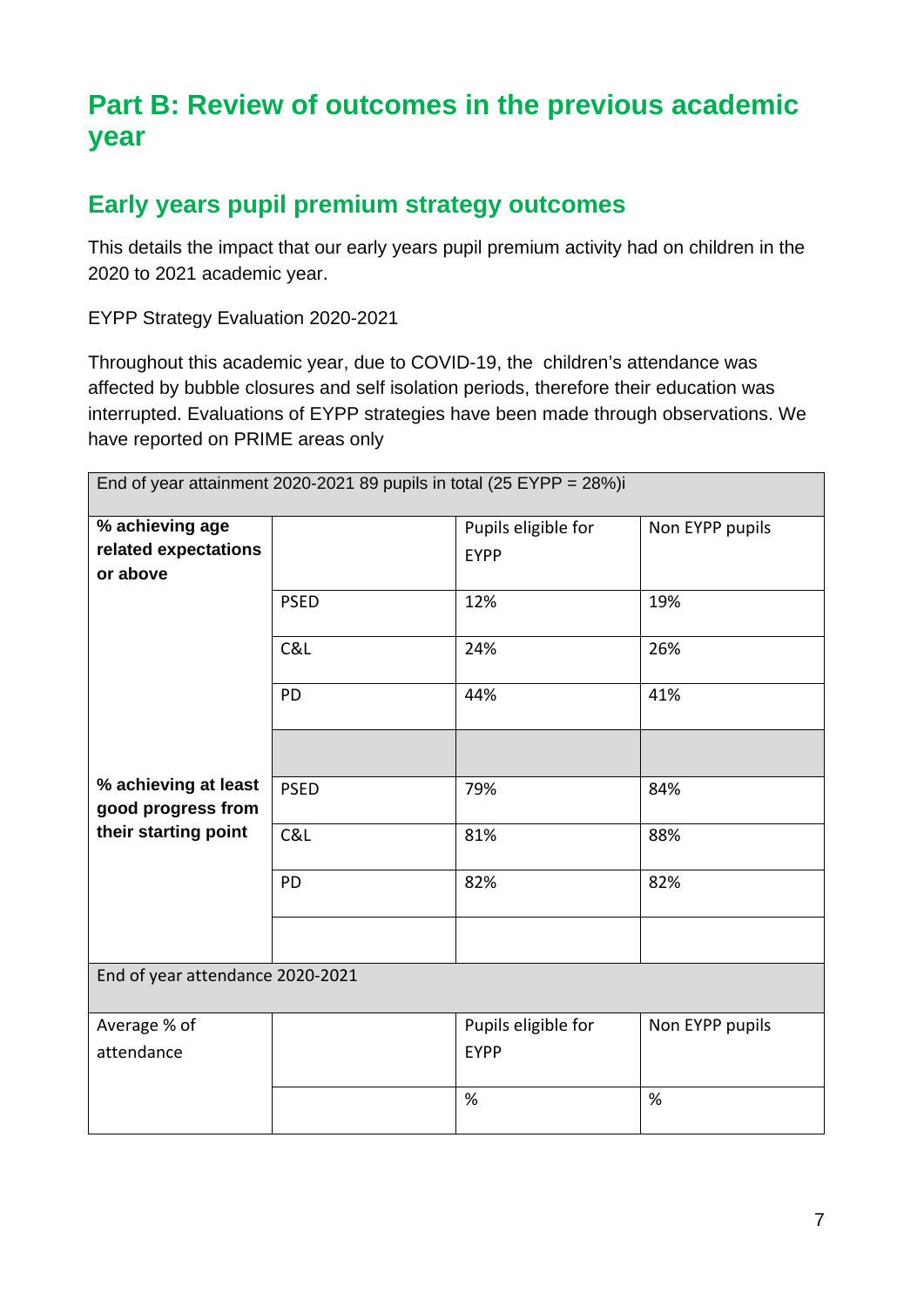# Part B: Review of outcomes in the previous academic year

## Early years pupil premium strategy outcomes

This details the impact that our early years pupil premium activity had on children in the 2020 to 2021 academic year.

EYPP Strategy Evaluation 2020-2021

Throughout this academic year, due to COVID-19, the children's attendance was affected by bubble closures and self isolation periods, therefore their education was interrupted. Evaluations of EYPP strategies have been made through observations. We have reported on PRIME areas only

| End of year attainment 2020-2021 89 pupils in total (25 EYPP = 28%)i | | | |
|---|---|---|---|
| **% achieving age related expectations or above** | | Pupils eligible for EYPP | Non EYPP pupils |
| | PSED | 12% | 19% |
| | C&L | 24% | 26% |
| | PD | 44% | 41% |
| | | | |
| **% achieving at least good progress from their starting point** | PSED | 79% | 84% |
| | C&L | 81% | 88% |
| | PD | 82% | 82% |
| | | | |
| End of year attendance 2020-2021 | | | |
| Average % of attendance | | Pupils eligible for EYPP | Non EYPP pupils |
| | | % | % |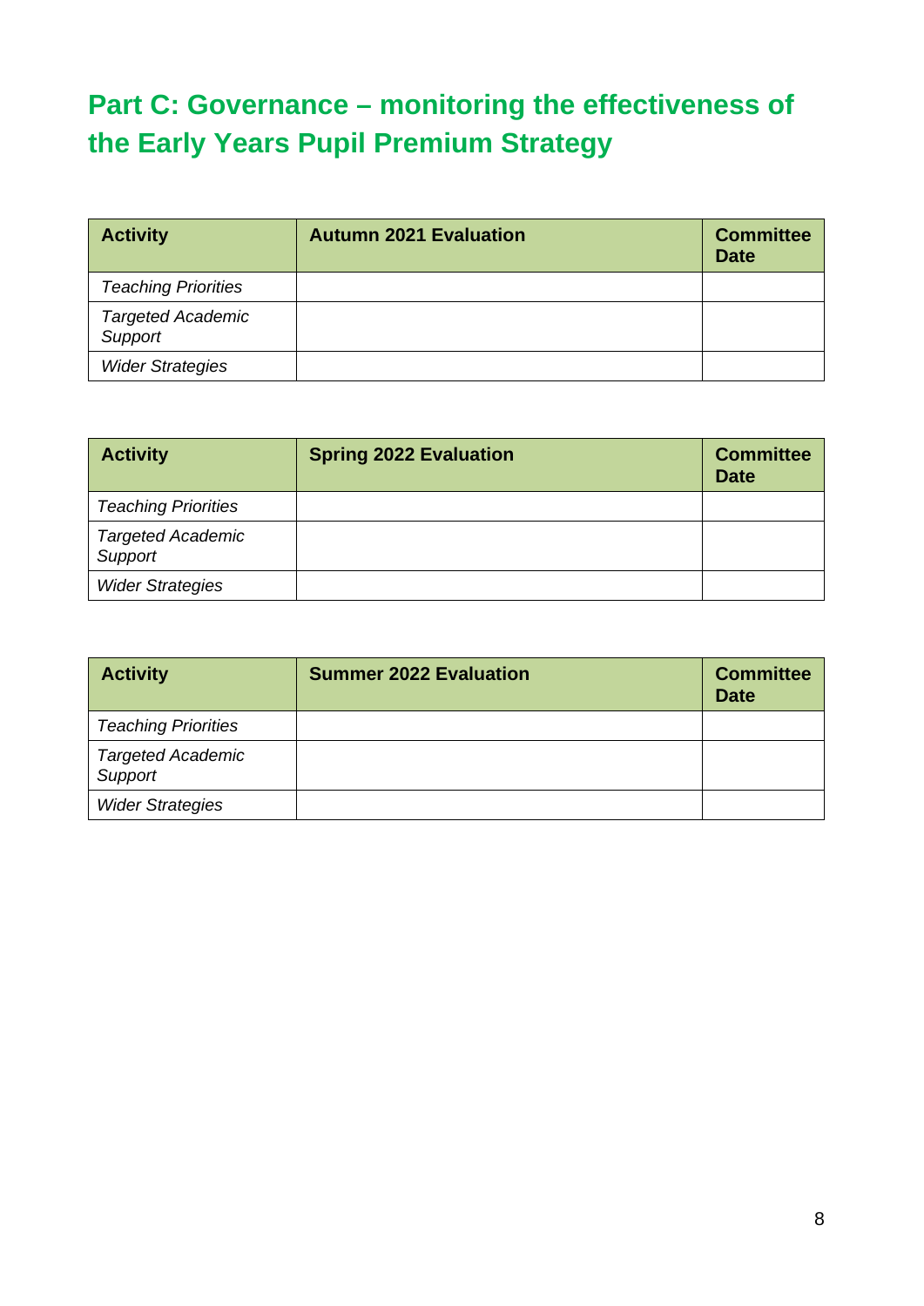## Part C: Governance – monitoring the effectiveness of the Early Years Pupil Premium Strategy

| Activity | Autumn 2021 Evaluation | Committee Date |
|---|---|---|
| *Teaching Priorities* | | |
| *Targeted Academic Support* | | |
| *Wider Strategies* | | |

| Activity | Spring 2022 Evaluation | Committee Date |
|---|---|---|
| *Teaching Priorities* | | |
| *Targeted Academic Support* | | |
| *Wider Strategies* | | |

| Activity | Summer 2022 Evaluation | Committee Date |
|---|---|---|
| *Teaching Priorities* | | |
| *Targeted Academic Support* | | |
| *Wider Strategies* | | |